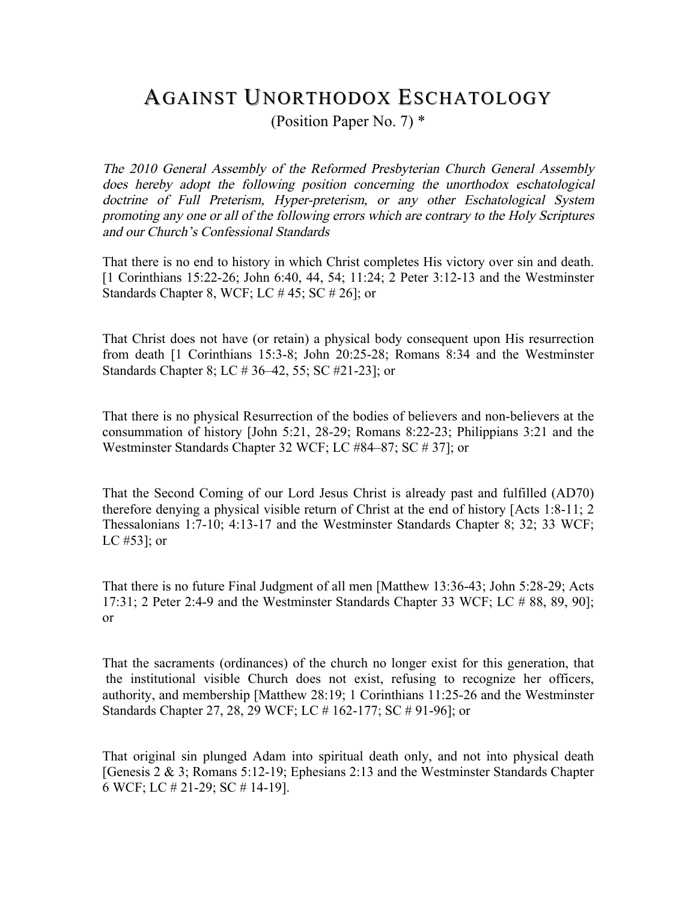# AGAINST UNORTHODOX ESCHATOLOGY

(Position Paper No. 7) *

*The 2010 General Assembly of the Reformed Presbyterian Church General Assembly does hereby adopt the following position concerning the unorthodox eschatological doctrine of Full Preterism, Hyper-preterism, or any other Eschatological System promoting any one or all of the following errors which are contrary to the Holy Scriptures and our Church's Confessional Standards*

That there is no end to history in which Christ completes His victory over sin and death. [1 Corinthians 15:22-26; John 6:40, 44, 54; 11:24; 2 Peter 3:12-13 and the Westminster Standards Chapter 8, WCF; LC # 45; SC # 26]; or

That Christ does not have (or retain) a physical body consequent upon His resurrection from death [1 Corinthians 15:3-8; John 20:25-28; Romans 8:34 and the Westminster Standards Chapter 8; LC # 36–42, 55; SC #21-23]; or

That there is no physical Resurrection of the bodies of believers and non-believers at the consummation of history [John 5:21, 28-29; Romans 8:22-23; Philippians 3:21 and the Westminster Standards Chapter 32 WCF; LC #84–87; SC # 37]; or

That the Second Coming of our Lord Jesus Christ is already past and fulfilled (AD70) therefore denying a physical visible return of Christ at the end of history [Acts 1:8-11; 2 Thessalonians 1:7-10; 4:13-17 and the Westminster Standards Chapter 8; 32; 33 WCF; LC #53]; or

That there is no future Final Judgment of all men [Matthew 13:36-43; John 5:28-29; Acts 17:31; 2 Peter 2:4-9 and the Westminster Standards Chapter 33 WCF; LC # 88, 89, 90]; or

That the sacraments (ordinances) of the church no longer exist for this generation, that the institutional visible Church does not exist, refusing to recognize her officers, authority, and membership [Matthew 28:19; 1 Corinthians 11:25-26 and the Westminster Standards Chapter 27, 28, 29 WCF; LC # 162-177; SC # 91-96]; or

That original sin plunged Adam into spiritual death only, and not into physical death [Genesis 2 & 3; Romans 5:12-19; Ephesians 2:13 and the Westminster Standards Chapter 6 WCF; LC # 21-29; SC # 14-19].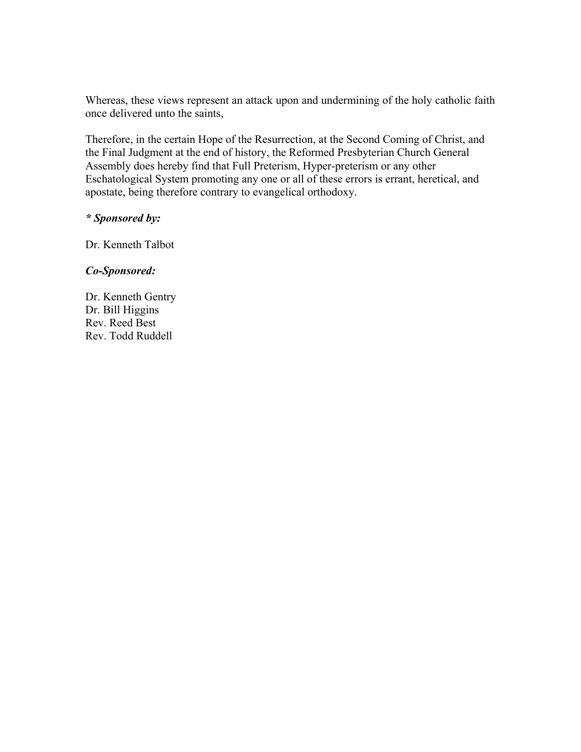Whereas, these views represent an attack upon and undermining of the holy catholic faith once delivered unto the saints,

Therefore, in the certain Hope of the Resurrection, at the Second Coming of Christ, and the Final Judgment at the end of history, the Reformed Presbyterian Church General Assembly does hereby find that Full Preterism, Hyper-preterism or any other Eschatological System promoting any one or all of these errors is errant, heretical, and apostate, being therefore contrary to evangelical orthodoxy.

***\* Sponsored by:***

Dr. Kenneth Talbot

***Co-Sponsored:***

Dr. Kenneth Gentry
Dr. Bill Higgins
Rev. Reed Best
Rev. Todd Ruddell